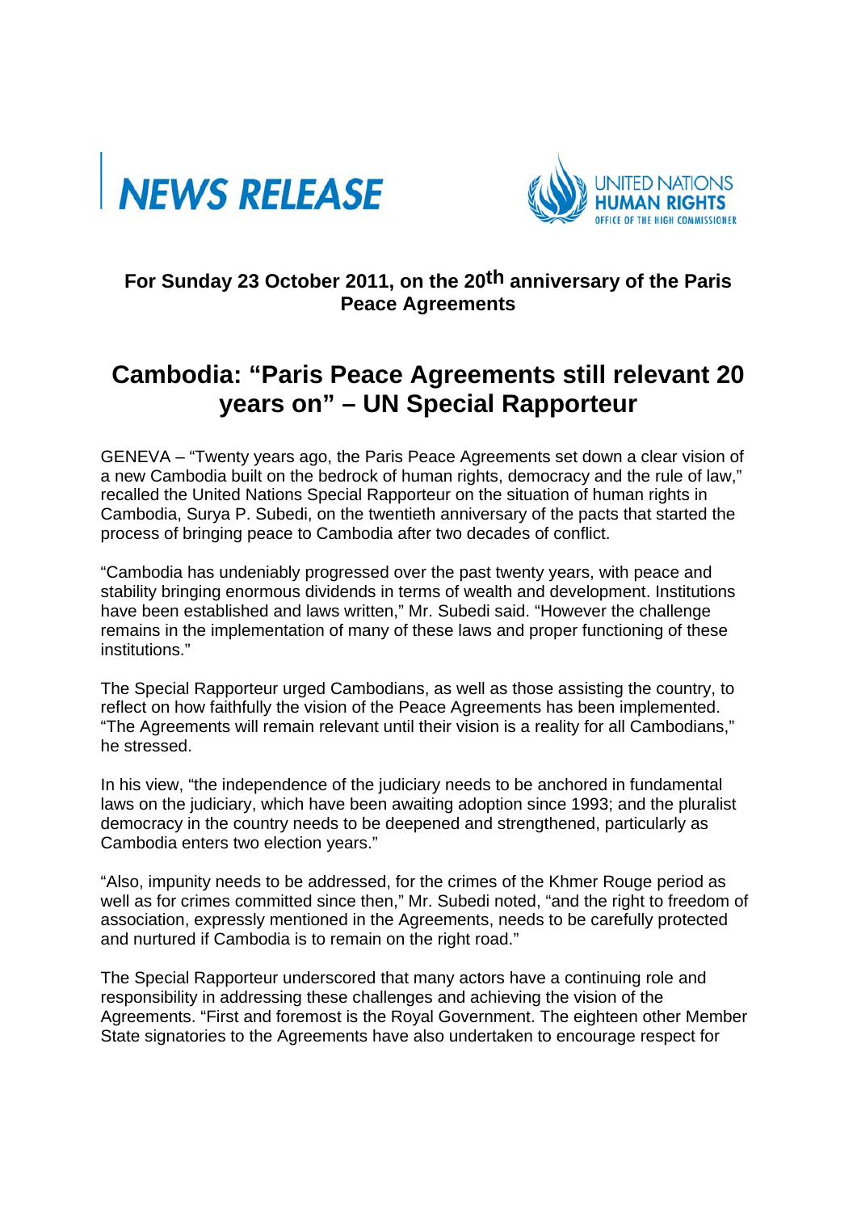# NEWS RELEASE

UNITED NATIONS HUMAN RIGHTS
OFFICE OF THE HIGH COMMISSIONER

**For Sunday 23 October 2011, on the 20th anniversary of the Paris Peace Agreements**

# Cambodia: "Paris Peace Agreements still relevant 20 years on" – UN Special Rapporteur

GENEVA – "Twenty years ago, the Paris Peace Agreements set down a clear vision of a new Cambodia built on the bedrock of human rights, democracy and the rule of law," recalled the United Nations Special Rapporteur on the situation of human rights in Cambodia, Surya P. Subedi, on the twentieth anniversary of the pacts that started the process of bringing peace to Cambodia after two decades of conflict.

"Cambodia has undeniably progressed over the past twenty years, with peace and stability bringing enormous dividends in terms of wealth and development. Institutions have been established and laws written," Mr. Subedi said. "However the challenge remains in the implementation of many of these laws and proper functioning of these institutions."

The Special Rapporteur urged Cambodians, as well as those assisting the country, to reflect on how faithfully the vision of the Peace Agreements has been implemented. "The Agreements will remain relevant until their vision is a reality for all Cambodians," he stressed.

In his view, "the independence of the judiciary needs to be anchored in fundamental laws on the judiciary, which have been awaiting adoption since 1993; and the pluralist democracy in the country needs to be deepened and strengthened, particularly as Cambodia enters two election years."

"Also, impunity needs to be addressed, for the crimes of the Khmer Rouge period as well as for crimes committed since then," Mr. Subedi noted, "and the right to freedom of association, expressly mentioned in the Agreements, needs to be carefully protected and nurtured if Cambodia is to remain on the right road."

The Special Rapporteur underscored that many actors have a continuing role and responsibility in addressing these challenges and achieving the vision of the Agreements. "First and foremost is the Royal Government. The eighteen other Member State signatories to the Agreements have also undertaken to encourage respect for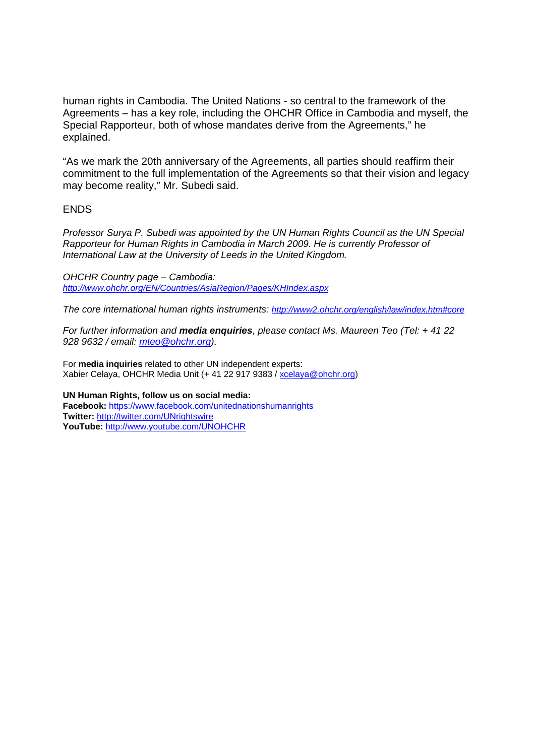human rights in Cambodia. The United Nations - so central to the framework of the Agreements – has a key role, including the OHCHR Office in Cambodia and myself, the Special Rapporteur, both of whose mandates derive from the Agreements," he explained.

"As we mark the 20th anniversary of the Agreements, all parties should reaffirm their commitment to the full implementation of the Agreements so that their vision and legacy may become reality," Mr. Subedi said.

ENDS

*Professor Surya P. Subedi was appointed by the UN Human Rights Council as the UN Special Rapporteur for Human Rights in Cambodia in March 2009. He is currently Professor of International Law at the University of Leeds in the United Kingdom.*

*OHCHR Country page – Cambodia:*
*http://www.ohchr.org/EN/Countries/AsiaRegion/Pages/KHIndex.aspx*

*The core international human rights instruments: http://www2.ohchr.org/english/law/index.htm#core*

*For further information and **media enquiries**, please contact Ms. Maureen Teo (Tel: + 41 22 928 9632 / email: mteo@ohchr.org).*

For **media inquiries** related to other UN independent experts:
Xabier Celaya, OHCHR Media Unit (+ 41 22 917 9383 / xcelaya@ohchr.org)

**UN Human Rights, follow us on social media:**
**Facebook:** https://www.facebook.com/unitednationshumanrights
**Twitter:** http://twitter.com/UNrightswire
**YouTube:** http://www.youtube.com/UNOHCHR